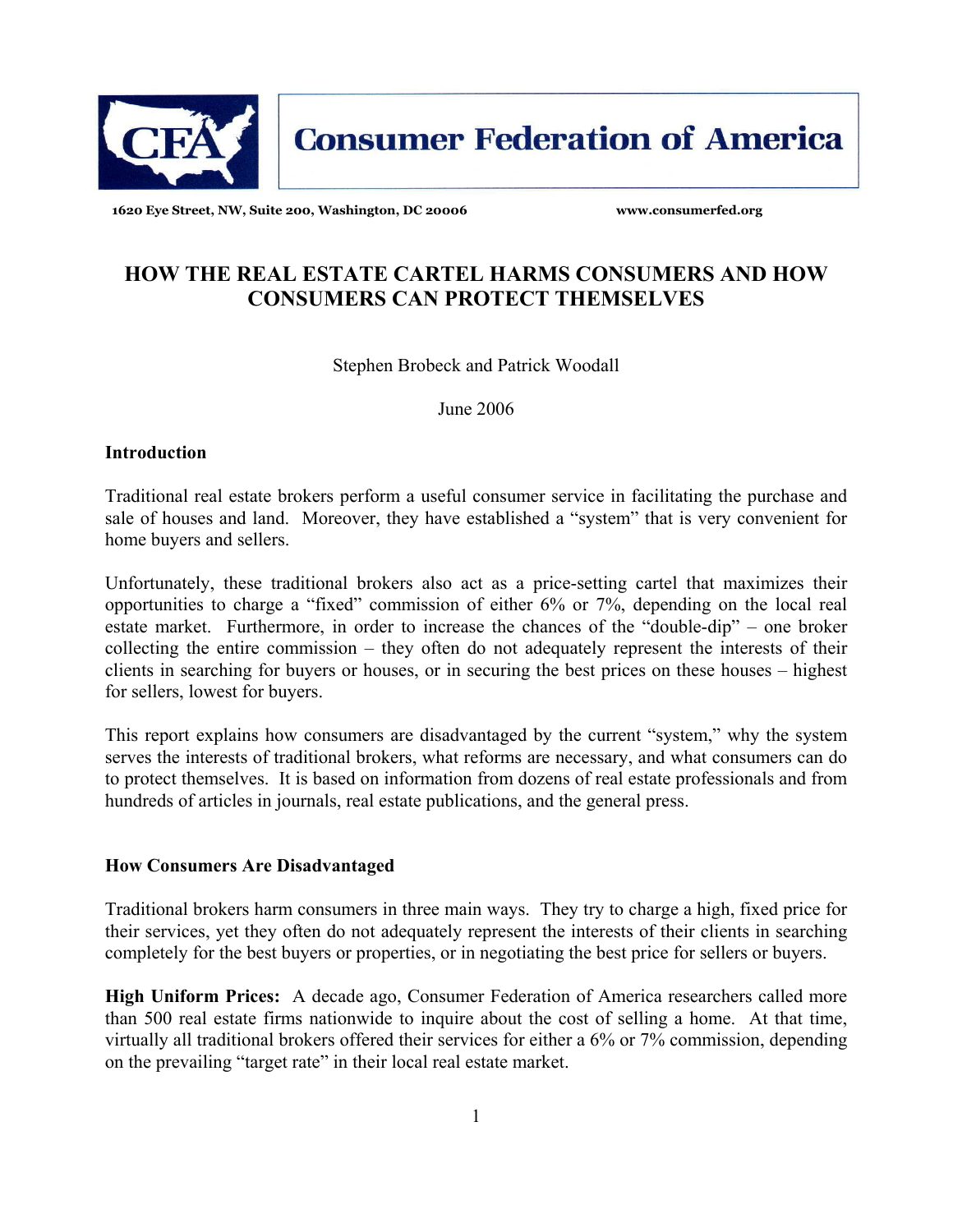# Consumer Federation of America

1620 Eye Street, NW, Suite 200, Washington, DC 20006 www.consumerfed.org

## HOW THE REAL ESTATE CARTEL HARMS CONSUMERS AND HOW CONSUMERS CAN PROTECT THEMSELVES

Stephen Brobeck and Patrick Woodall

June 2006

### Introduction

Traditional real estate brokers perform a useful consumer service in facilitating the purchase and sale of houses and land. Moreover, they have established a "system" that is very convenient for home buyers and sellers.

Unfortunately, these traditional brokers also act as a price-setting cartel that maximizes their opportunities to charge a "fixed" commission of either 6% or 7%, depending on the local real estate market. Furthermore, in order to increase the chances of the "double-dip" – one broker collecting the entire commission – they often do not adequately represent the interests of their clients in searching for buyers or houses, or in securing the best prices on these houses – highest for sellers, lowest for buyers.

This report explains how consumers are disadvantaged by the current "system," why the system serves the interests of traditional brokers, what reforms are necessary, and what consumers can do to protect themselves. It is based on information from dozens of real estate professionals and from hundreds of articles in journals, real estate publications, and the general press.

### How Consumers Are Disadvantaged

Traditional brokers harm consumers in three main ways. They try to charge a high, fixed price for their services, yet they often do not adequately represent the interests of their clients in searching completely for the best buyers or properties, or in negotiating the best price for sellers or buyers.

**High Uniform Prices:** A decade ago, Consumer Federation of America researchers called more than 500 real estate firms nationwide to inquire about the cost of selling a home. At that time, virtually all traditional brokers offered their services for either a 6% or 7% commission, depending on the prevailing "target rate" in their local real estate market.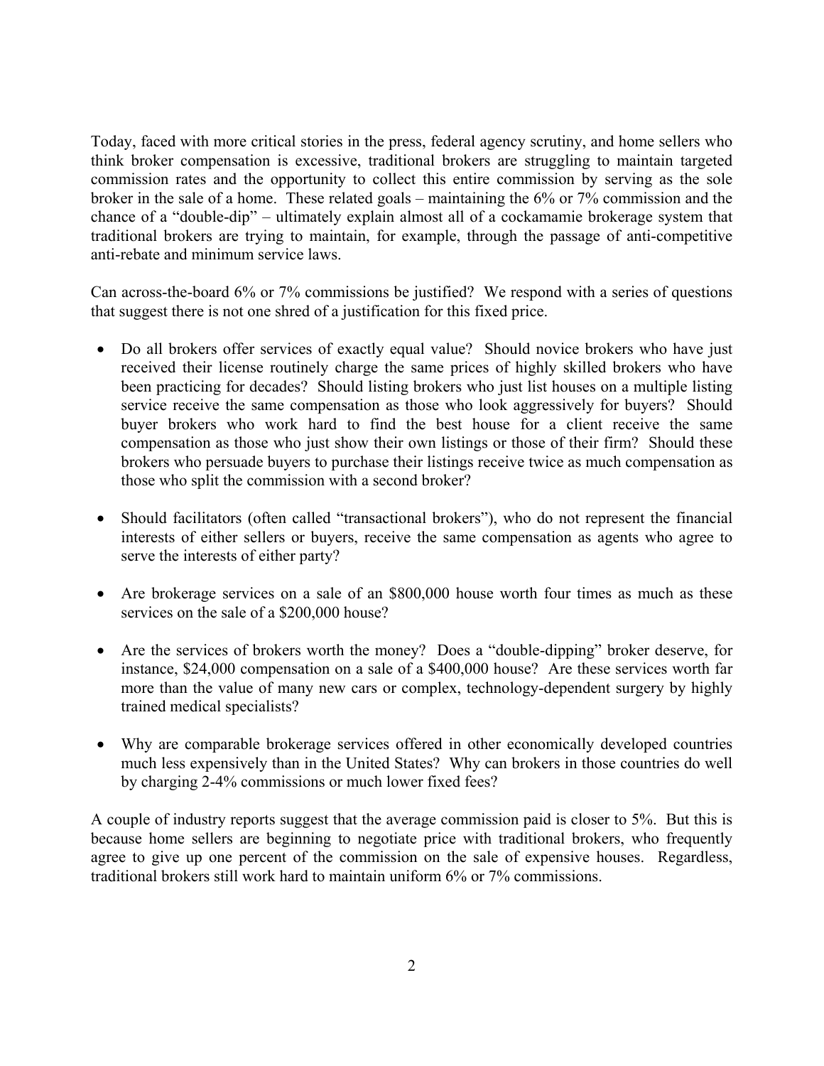Today, faced with more critical stories in the press, federal agency scrutiny, and home sellers who think broker compensation is excessive, traditional brokers are struggling to maintain targeted commission rates and the opportunity to collect this entire commission by serving as the sole broker in the sale of a home. These related goals – maintaining the 6% or 7% commission and the chance of a "double-dip" – ultimately explain almost all of a cockamamie brokerage system that traditional brokers are trying to maintain, for example, through the passage of anti-competitive anti-rebate and minimum service laws.

Can across-the-board 6% or 7% commissions be justified? We respond with a series of questions that suggest there is not one shred of a justification for this fixed price.

- Do all brokers offer services of exactly equal value? Should novice brokers who have just received their license routinely charge the same prices of highly skilled brokers who have been practicing for decades? Should listing brokers who just list houses on a multiple listing service receive the same compensation as those who look aggressively for buyers? Should buyer brokers who work hard to find the best house for a client receive the same compensation as those who just show their own listings or those of their firm? Should these brokers who persuade buyers to purchase their listings receive twice as much compensation as those who split the commission with a second broker?

- Should facilitators (often called "transactional brokers"), who do not represent the financial interests of either sellers or buyers, receive the same compensation as agents who agree to serve the interests of either party?

- Are brokerage services on a sale of an \$800,000 house worth four times as much as these services on the sale of a \$200,000 house?

- Are the services of brokers worth the money? Does a "double-dipping" broker deserve, for instance, \$24,000 compensation on a sale of a \$400,000 house? Are these services worth far more than the value of many new cars or complex, technology-dependent surgery by highly trained medical specialists?

- Why are comparable brokerage services offered in other economically developed countries much less expensively than in the United States? Why can brokers in those countries do well by charging 2-4% commissions or much lower fixed fees?

A couple of industry reports suggest that the average commission paid is closer to 5%. But this is because home sellers are beginning to negotiate price with traditional brokers, who frequently agree to give up one percent of the commission on the sale of expensive houses. Regardless, traditional brokers still work hard to maintain uniform 6% or 7% commissions.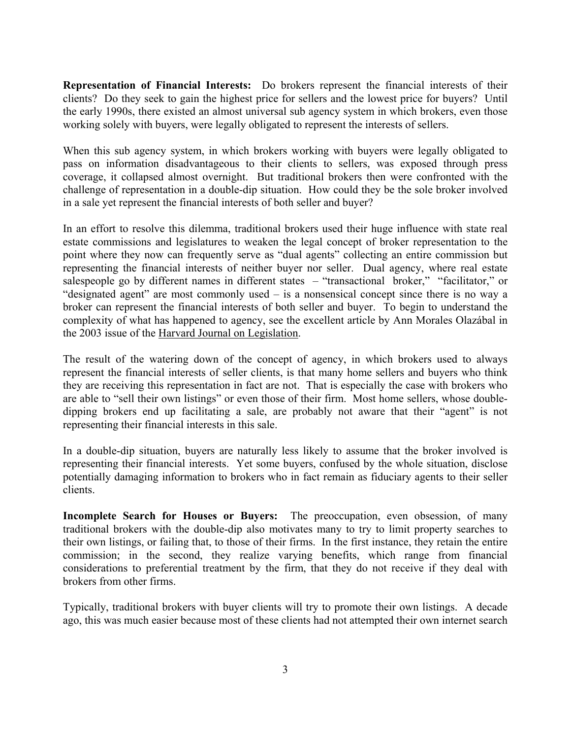**Representation of Financial Interests:** Do brokers represent the financial interests of their clients? Do they seek to gain the highest price for sellers and the lowest price for buyers? Until the early 1990s, there existed an almost universal sub agency system in which brokers, even those working solely with buyers, were legally obligated to represent the interests of sellers.

When this sub agency system, in which brokers working with buyers were legally obligated to pass on information disadvantageous to their clients to sellers, was exposed through press coverage, it collapsed almost overnight. But traditional brokers then were confronted with the challenge of representation in a double-dip situation. How could they be the sole broker involved in a sale yet represent the financial interests of both seller and buyer?

In an effort to resolve this dilemma, traditional brokers used their huge influence with state real estate commissions and legislatures to weaken the legal concept of broker representation to the point where they now can frequently serve as "dual agents" collecting an entire commission but representing the financial interests of neither buyer nor seller. Dual agency, where real estate salespeople go by different names in different states – "transactional broker," "facilitator," or "designated agent" are most commonly used – is a nonsensical concept since there is no way a broker can represent the financial interests of both seller and buyer. To begin to understand the complexity of what has happened to agency, see the excellent article by Ann Morales Olazábal in the 2003 issue of the Harvard Journal on Legislation.

The result of the watering down of the concept of agency, in which brokers used to always represent the financial interests of seller clients, is that many home sellers and buyers who think they are receiving this representation in fact are not. That is especially the case with brokers who are able to "sell their own listings" or even those of their firm. Most home sellers, whose double-dipping brokers end up facilitating a sale, are probably not aware that their "agent" is not representing their financial interests in this sale.

In a double-dip situation, buyers are naturally less likely to assume that the broker involved is representing their financial interests. Yet some buyers, confused by the whole situation, disclose potentially damaging information to brokers who in fact remain as fiduciary agents to their seller clients.

**Incomplete Search for Houses or Buyers:** The preoccupation, even obsession, of many traditional brokers with the double-dip also motivates many to try to limit property searches to their own listings, or failing that, to those of their firms. In the first instance, they retain the entire commission; in the second, they realize varying benefits, which range from financial considerations to preferential treatment by the firm, that they do not receive if they deal with brokers from other firms.

Typically, traditional brokers with buyer clients will try to promote their own listings. A decade ago, this was much easier because most of these clients had not attempted their own internet search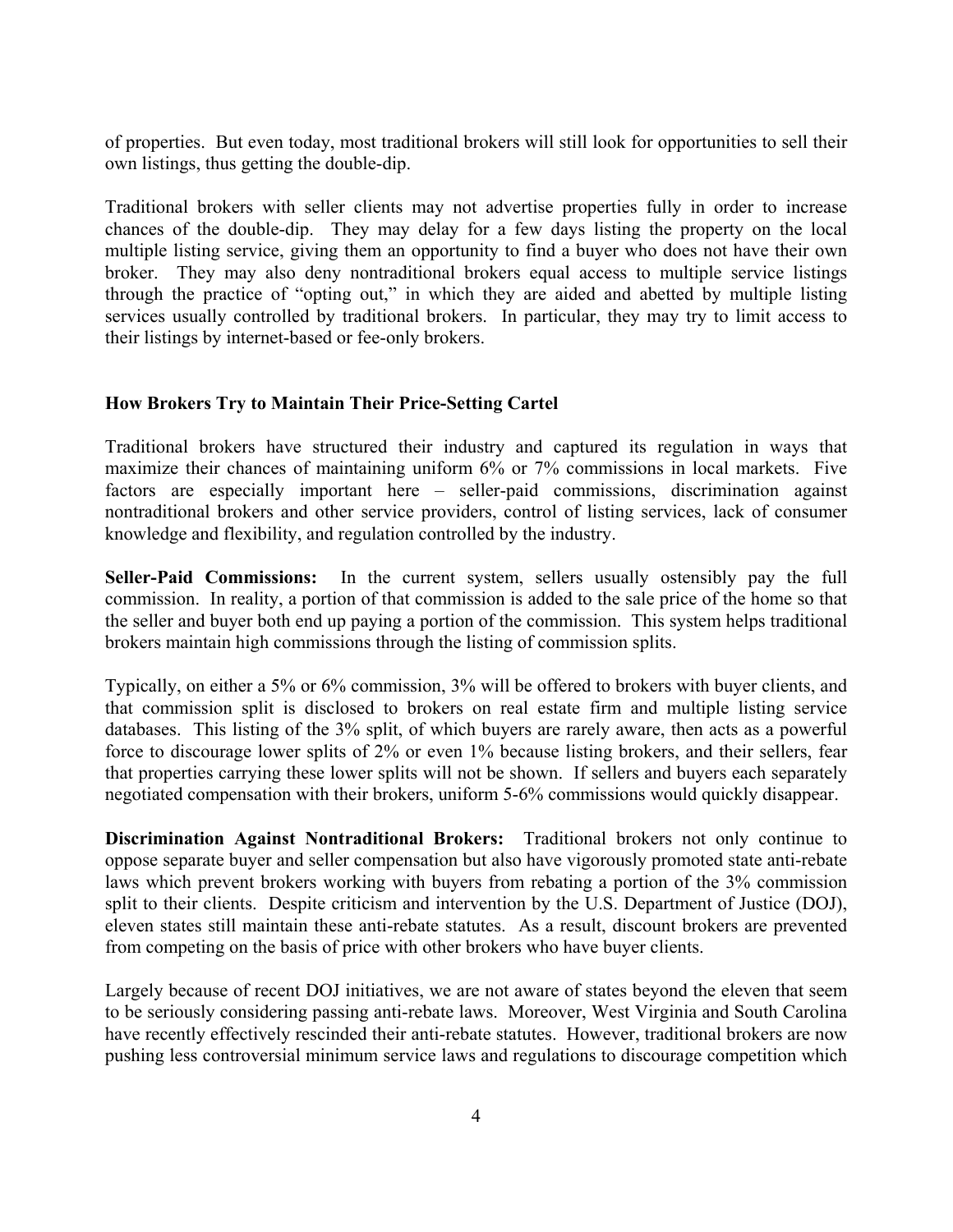of properties. But even today, most traditional brokers will still look for opportunities to sell their own listings, thus getting the double-dip.

Traditional brokers with seller clients may not advertise properties fully in order to increase chances of the double-dip. They may delay for a few days listing the property on the local multiple listing service, giving them an opportunity to find a buyer who does not have their own broker. They may also deny nontraditional brokers equal access to multiple service listings through the practice of "opting out," in which they are aided and abetted by multiple listing services usually controlled by traditional brokers. In particular, they may try to limit access to their listings by internet-based or fee-only brokers.

## How Brokers Try to Maintain Their Price-Setting Cartel

Traditional brokers have structured their industry and captured its regulation in ways that maximize their chances of maintaining uniform 6% or 7% commissions in local markets. Five factors are especially important here – seller-paid commissions, discrimination against nontraditional brokers and other service providers, control of listing services, lack of consumer knowledge and flexibility, and regulation controlled by the industry.

**Seller-Paid Commissions:** In the current system, sellers usually ostensibly pay the full commission. In reality, a portion of that commission is added to the sale price of the home so that the seller and buyer both end up paying a portion of the commission. This system helps traditional brokers maintain high commissions through the listing of commission splits.

Typically, on either a 5% or 6% commission, 3% will be offered to brokers with buyer clients, and that commission split is disclosed to brokers on real estate firm and multiple listing service databases. This listing of the 3% split, of which buyers are rarely aware, then acts as a powerful force to discourage lower splits of 2% or even 1% because listing brokers, and their sellers, fear that properties carrying these lower splits will not be shown. If sellers and buyers each separately negotiated compensation with their brokers, uniform 5-6% commissions would quickly disappear.

**Discrimination Against Nontraditional Brokers:** Traditional brokers not only continue to oppose separate buyer and seller compensation but also have vigorously promoted state anti-rebate laws which prevent brokers working with buyers from rebating a portion of the 3% commission split to their clients. Despite criticism and intervention by the U.S. Department of Justice (DOJ), eleven states still maintain these anti-rebate statutes. As a result, discount brokers are prevented from competing on the basis of price with other brokers who have buyer clients.

Largely because of recent DOJ initiatives, we are not aware of states beyond the eleven that seem to be seriously considering passing anti-rebate laws. Moreover, West Virginia and South Carolina have recently effectively rescinded their anti-rebate statutes. However, traditional brokers are now pushing less controversial minimum service laws and regulations to discourage competition which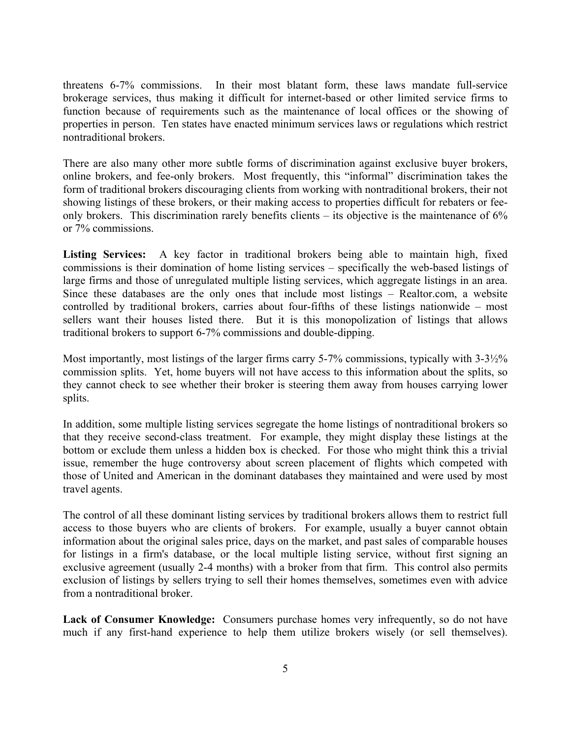threatens 6-7% commissions. In their most blatant form, these laws mandate full-service brokerage services, thus making it difficult for internet-based or other limited service firms to function because of requirements such as the maintenance of local offices or the showing of properties in person. Ten states have enacted minimum services laws or regulations which restrict nontraditional brokers.

There are also many other more subtle forms of discrimination against exclusive buyer brokers, online brokers, and fee-only brokers. Most frequently, this "informal" discrimination takes the form of traditional brokers discouraging clients from working with nontraditional brokers, their not showing listings of these brokers, or their making access to properties difficult for rebaters or fee-only brokers. This discrimination rarely benefits clients – its objective is the maintenance of 6% or 7% commissions.

**Listing Services:** A key factor in traditional brokers being able to maintain high, fixed commissions is their domination of home listing services – specifically the web-based listings of large firms and those of unregulated multiple listing services, which aggregate listings in an area. Since these databases are the only ones that include most listings – Realtor.com, a website controlled by traditional brokers, carries about four-fifths of these listings nationwide – most sellers want their houses listed there. But it is this monopolization of listings that allows traditional brokers to support 6-7% commissions and double-dipping.

Most importantly, most listings of the larger firms carry 5-7% commissions, typically with 3-3½% commission splits. Yet, home buyers will not have access to this information about the splits, so they cannot check to see whether their broker is steering them away from houses carrying lower splits.

In addition, some multiple listing services segregate the home listings of nontraditional brokers so that they receive second-class treatment. For example, they might display these listings at the bottom or exclude them unless a hidden box is checked. For those who might think this a trivial issue, remember the huge controversy about screen placement of flights which competed with those of United and American in the dominant databases they maintained and were used by most travel agents.

The control of all these dominant listing services by traditional brokers allows them to restrict full access to those buyers who are clients of brokers. For example, usually a buyer cannot obtain information about the original sales price, days on the market, and past sales of comparable houses for listings in a firm's database, or the local multiple listing service, without first signing an exclusive agreement (usually 2-4 months) with a broker from that firm. This control also permits exclusion of listings by sellers trying to sell their homes themselves, sometimes even with advice from a nontraditional broker.

**Lack of Consumer Knowledge:** Consumers purchase homes very infrequently, so do not have much if any first-hand experience to help them utilize brokers wisely (or sell themselves).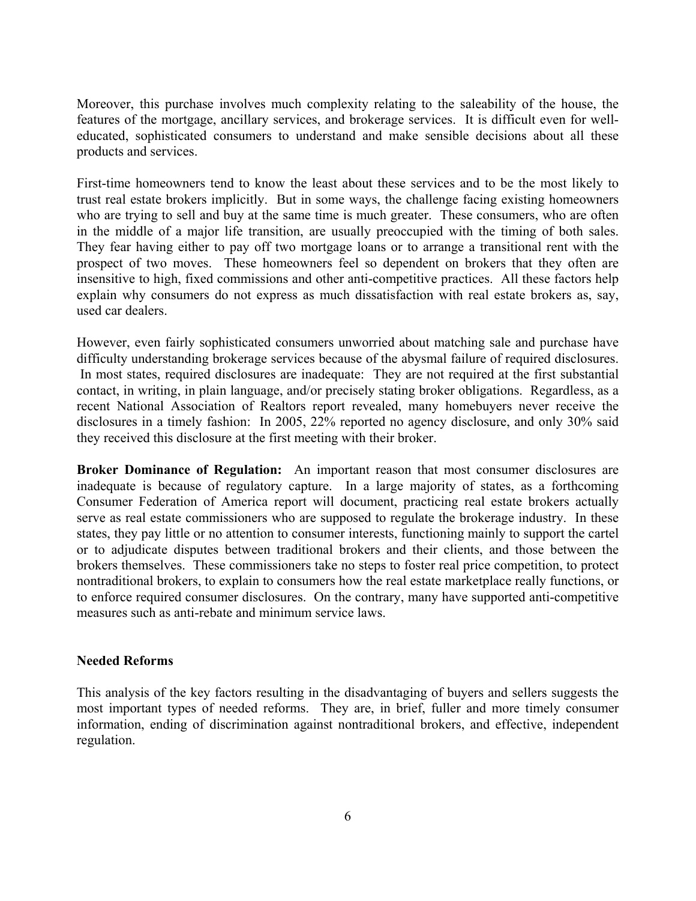Moreover, this purchase involves much complexity relating to the saleability of the house, the features of the mortgage, ancillary services, and brokerage services. It is difficult even for well-educated, sophisticated consumers to understand and make sensible decisions about all these products and services.

First-time homeowners tend to know the least about these services and to be the most likely to trust real estate brokers implicitly. But in some ways, the challenge facing existing homeowners who are trying to sell and buy at the same time is much greater. These consumers, who are often in the middle of a major life transition, are usually preoccupied with the timing of both sales. They fear having either to pay off two mortgage loans or to arrange a transitional rent with the prospect of two moves. These homeowners feel so dependent on brokers that they often are insensitive to high, fixed commissions and other anti-competitive practices. All these factors help explain why consumers do not express as much dissatisfaction with real estate brokers as, say, used car dealers.

However, even fairly sophisticated consumers unworried about matching sale and purchase have difficulty understanding brokerage services because of the abysmal failure of required disclosures. In most states, required disclosures are inadequate: They are not required at the first substantial contact, in writing, in plain language, and/or precisely stating broker obligations. Regardless, as a recent National Association of Realtors report revealed, many homebuyers never receive the disclosures in a timely fashion: In 2005, 22% reported no agency disclosure, and only 30% said they received this disclosure at the first meeting with their broker.

**Broker Dominance of Regulation:** An important reason that most consumer disclosures are inadequate is because of regulatory capture. In a large majority of states, as a forthcoming Consumer Federation of America report will document, practicing real estate brokers actually serve as real estate commissioners who are supposed to regulate the brokerage industry. In these states, they pay little or no attention to consumer interests, functioning mainly to support the cartel or to adjudicate disputes between traditional brokers and their clients, and those between the brokers themselves. These commissioners take no steps to foster real price competition, to protect nontraditional brokers, to explain to consumers how the real estate marketplace really functions, or to enforce required consumer disclosures. On the contrary, many have supported anti-competitive measures such as anti-rebate and minimum service laws.

## Needed Reforms

This analysis of the key factors resulting in the disadvantaging of buyers and sellers suggests the most important types of needed reforms. They are, in brief, fuller and more timely consumer information, ending of discrimination against nontraditional brokers, and effective, independent regulation.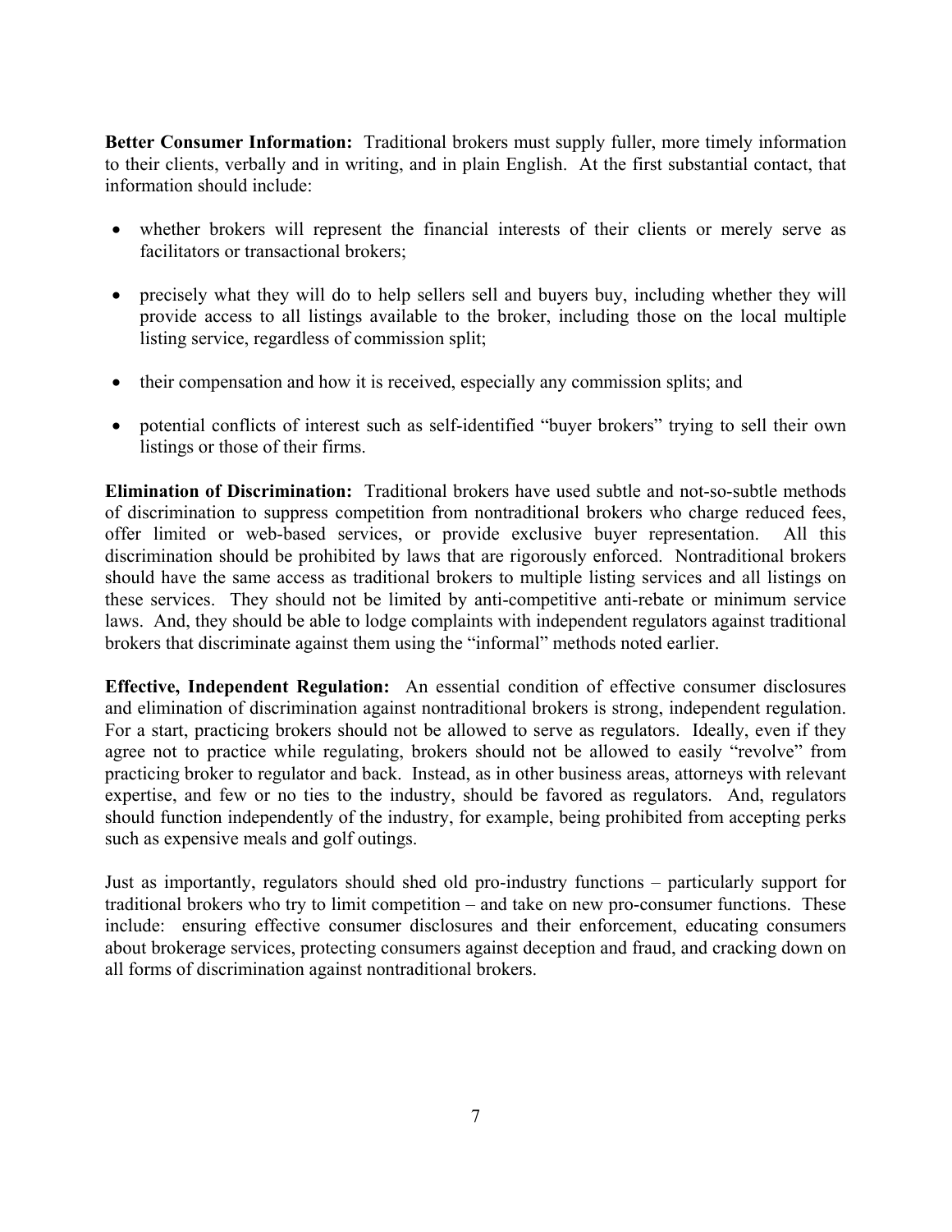**Better Consumer Information:** Traditional brokers must supply fuller, more timely information to their clients, verbally and in writing, and in plain English. At the first substantial contact, that information should include:

- whether brokers will represent the financial interests of their clients or merely serve as facilitators or transactional brokers;
- precisely what they will do to help sellers sell and buyers buy, including whether they will provide access to all listings available to the broker, including those on the local multiple listing service, regardless of commission split;
- their compensation and how it is received, especially any commission splits; and
- potential conflicts of interest such as self-identified "buyer brokers" trying to sell their own listings or those of their firms.

**Elimination of Discrimination:** Traditional brokers have used subtle and not-so-subtle methods of discrimination to suppress competition from nontraditional brokers who charge reduced fees, offer limited or web-based services, or provide exclusive buyer representation. All this discrimination should be prohibited by laws that are rigorously enforced. Nontraditional brokers should have the same access as traditional brokers to multiple listing services and all listings on these services. They should not be limited by anti-competitive anti-rebate or minimum service laws. And, they should be able to lodge complaints with independent regulators against traditional brokers that discriminate against them using the "informal" methods noted earlier.

**Effective, Independent Regulation:** An essential condition of effective consumer disclosures and elimination of discrimination against nontraditional brokers is strong, independent regulation. For a start, practicing brokers should not be allowed to serve as regulators. Ideally, even if they agree not to practice while regulating, brokers should not be allowed to easily "revolve" from practicing broker to regulator and back. Instead, as in other business areas, attorneys with relevant expertise, and few or no ties to the industry, should be favored as regulators. And, regulators should function independently of the industry, for example, being prohibited from accepting perks such as expensive meals and golf outings.

Just as importantly, regulators should shed old pro-industry functions – particularly support for traditional brokers who try to limit competition – and take on new pro-consumer functions. These include: ensuring effective consumer disclosures and their enforcement, educating consumers about brokerage services, protecting consumers against deception and fraud, and cracking down on all forms of discrimination against nontraditional brokers.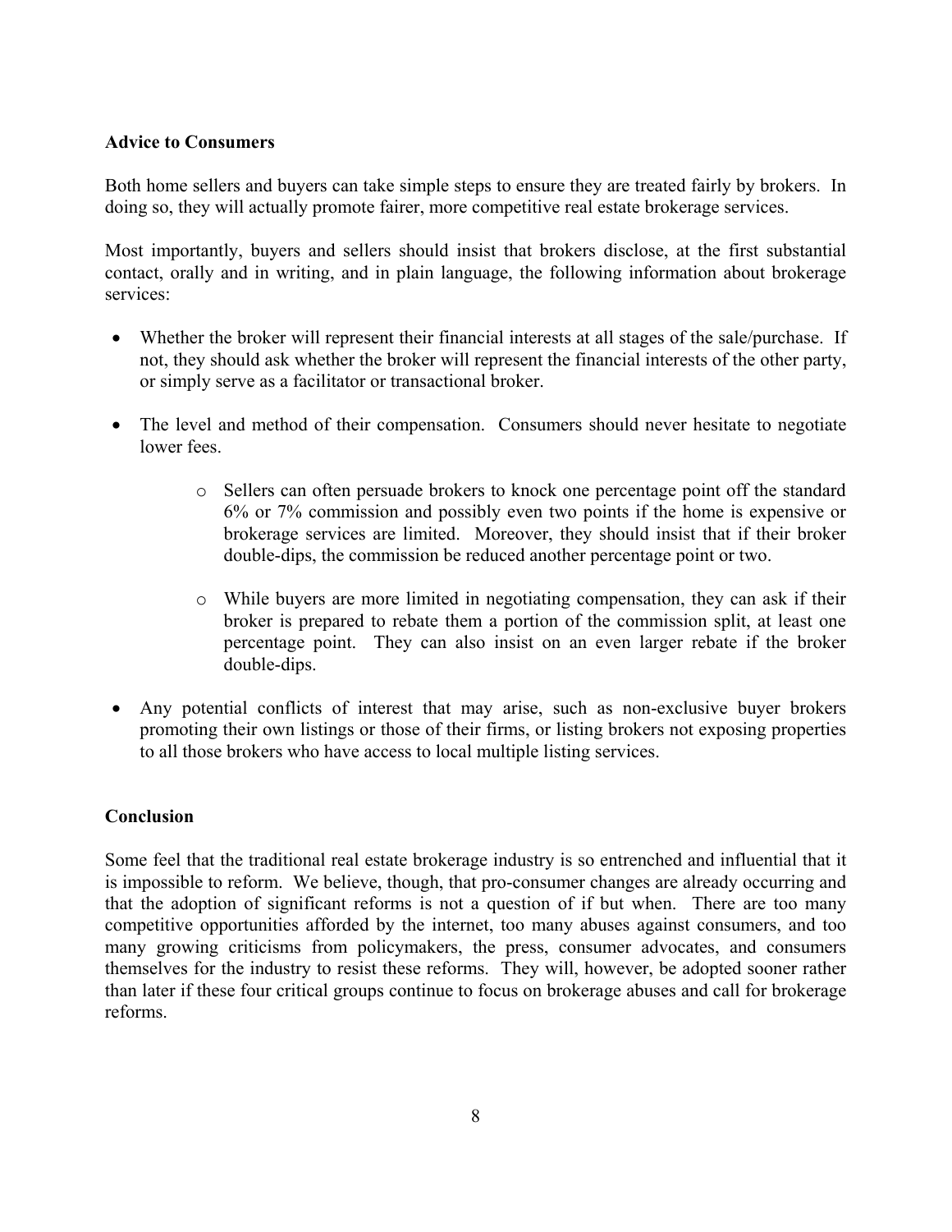**Advice to Consumers**

Both home sellers and buyers can take simple steps to ensure they are treated fairly by brokers. In doing so, they will actually promote fairer, more competitive real estate brokerage services.

Most importantly, buyers and sellers should insist that brokers disclose, at the first substantial contact, orally and in writing, and in plain language, the following information about brokerage services:

- Whether the broker will represent their financial interests at all stages of the sale/purchase. If not, they should ask whether the broker will represent the financial interests of the other party, or simply serve as a facilitator or transactional broker.
- The level and method of their compensation. Consumers should never hesitate to negotiate lower fees.
    - Sellers can often persuade brokers to knock one percentage point off the standard 6% or 7% commission and possibly even two points if the home is expensive or brokerage services are limited. Moreover, they should insist that if their broker double-dips, the commission be reduced another percentage point or two.
    - While buyers are more limited in negotiating compensation, they can ask if their broker is prepared to rebate them a portion of the commission split, at least one percentage point. They can also insist on an even larger rebate if the broker double-dips.
- Any potential conflicts of interest that may arise, such as non-exclusive buyer brokers promoting their own listings or those of their firms, or listing brokers not exposing properties to all those brokers who have access to local multiple listing services.

**Conclusion**

Some feel that the traditional real estate brokerage industry is so entrenched and influential that it is impossible to reform. We believe, though, that pro-consumer changes are already occurring and that the adoption of significant reforms is not a question of if but when. There are too many competitive opportunities afforded by the internet, too many abuses against consumers, and too many growing criticisms from policymakers, the press, consumer advocates, and consumers themselves for the industry to resist these reforms. They will, however, be adopted sooner rather than later if these four critical groups continue to focus on brokerage abuses and call for brokerage reforms.